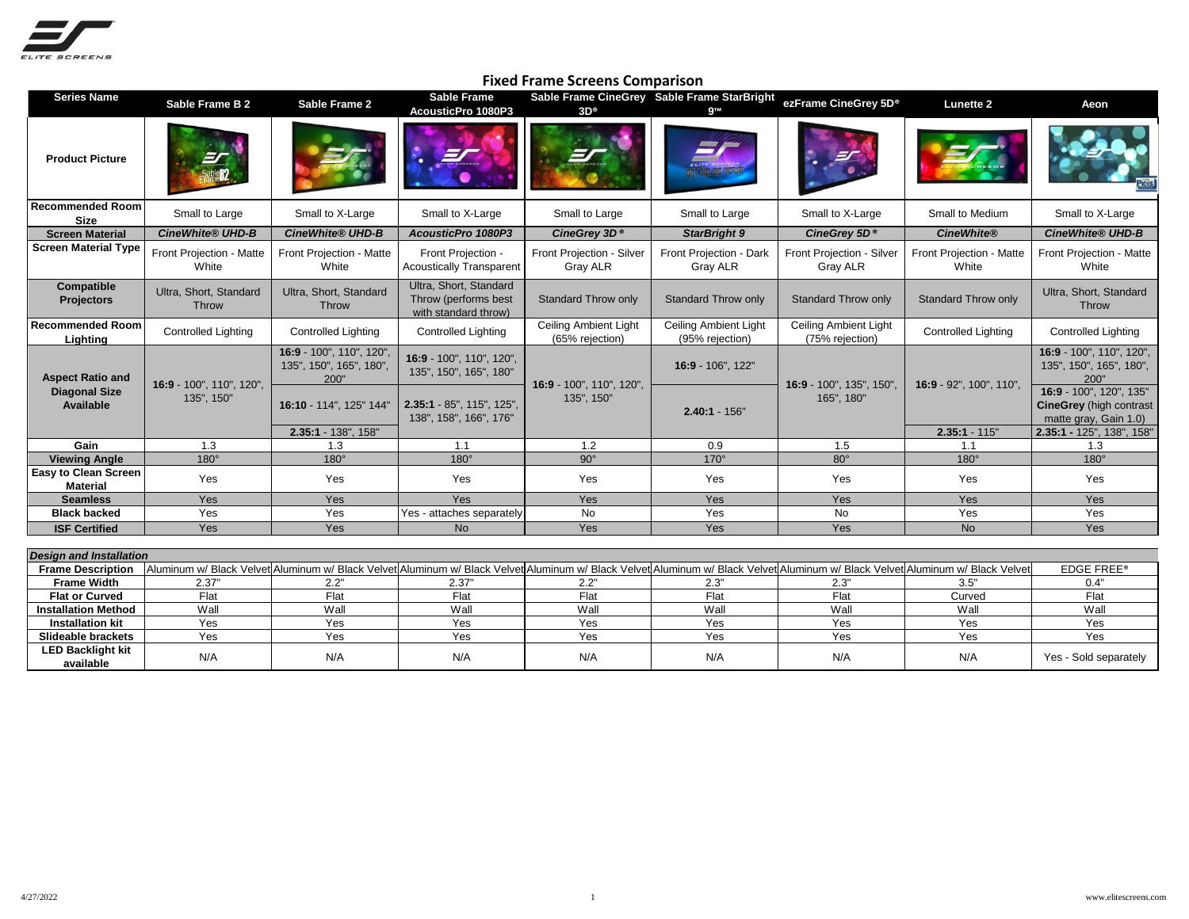# Fixed Frame Screens Comparison

| Series Name | Sable Frame B 2 | Sable Frame 2 | Sable Frame AcousticPro 1080P3 | Sable Frame CineGrey 3D® | Sable Frame StarBright 9™ | ezFrame CineGrey 5D® | Lunette 2 | Aeon |
|---|---|---|---|---|---|---|---|---|
| Product Picture | | | | | | | | |
| Recommended Room Size | Small to Large | Small to X-Large | Small to X-Large | Small to Large | Small to Large | Small to X-Large | Small to Medium | Small to X-Large |
| Screen Material | *CineWhite® UHD-B* | *CineWhite® UHD-B* | *AcousticPro 1080P3* | *CineGrey 3D®* | *StarBright 9* | *CineGrey 5D®* | *CineWhite®* | *CineWhite® UHD-B* |
| Screen Material Type | Front Projection - Matte White | Front Projection - Matte White | Front Projection - Acoustically Transparent | Front Projection - Silver Gray ALR | Front Projection - Dark Gray ALR | Front Projection - Silver Gray ALR | Front Projection - Matte White | Front Projection - Matte White |
| Compatible Projectors | Ultra, Short, Standard Throw | Ultra, Short, Standard Throw | Ultra, Short, Standard Throw (performs best with standard throw) | Standard Throw only | Standard Throw only | Standard Throw only | Standard Throw only | Ultra, Short, Standard Throw |
| Recommended Room Lighting | Controlled Lighting | Controlled Lighting | Controlled Lighting | Ceiling Ambient Light (65% rejection) | Ceiling Ambient Light (95% rejection) | Ceiling Ambient Light (75% rejection) | Controlled Lighting | Controlled Lighting |
| Aspect Ratio and Diagonal Size Available | **16:9** - 100", 110", 120", 135", 150" | **16:9** - 100", 110", 120", 135", 150", 165", 180", 200"<br>**16:10** - 114", 125" 144"<br>**2.35:1** - 138", 158" | **16:9** - 100", 110", 120", 135", 150", 165", 180"<br>**2.35:1** - 85", 115", 125", 138", 158", 166", 176" | **16:9** - 100", 110", 120", 135", 150" | **16:9** - 106", 122"<br>**2.40:1** - 156" | **16:9** - 100", 135", 150", 165", 180" | **16:9** - 92", 100", 110",<br>**2.35:1** - 115" | **16:9** - 100", 110", 120", 135", 150", 165", 180", 200"<br>**16:9** - 100", 120", 135" **CineGrey** (high contrast matte gray, Gain 1.0)<br>**2.35:1 -** 125", 138", 158" |
| Gain | 1.3 | 1.3 | 1.1 | 1.2 | 0.9 | 1.5 | 1.1 | 1.3 |
| Viewing Angle | 180° | 180° | 180° | 90° | 170° | 80° | 180° | 180° |
| Easy to Clean Screen Material | Yes | Yes | Yes | Yes | Yes | Yes | Yes | Yes |
| Seamless | Yes | Yes | Yes | Yes | Yes | Yes | Yes | Yes |
| Black backed | Yes | Yes | Yes - attaches separately | No | Yes | No | Yes | Yes |
| ISF Certified | Yes | Yes | No | Yes | Yes | Yes | No | Yes |

| *Design and Installation* | | | | | | | | |
|---|---|---|---|---|---|---|---|---|
| Frame Description | Aluminum w/ Black Velvet | Aluminum w/ Black Velvet | Aluminum w/ Black Velvet | Aluminum w/ Black Velvet | Aluminum w/ Black Velvet | Aluminum w/ Black Velvet | Aluminum w/ Black Velvet | EDGE FREE® |
| Frame Width | 2.37" | 2.2" | 2.37" | 2.2" | 2.3" | 2.3" | 3.5" | 0.4" |
| Flat or Curved | Flat | Flat | Flat | Flat | Flat | Flat | Curved | Flat |
| Installation Method | Wall | Wall | Wall | Wall | Wall | Wall | Wall | Wall |
| Installation kit | Yes | Yes | Yes | Yes | Yes | Yes | Yes | Yes |
| Slideable brackets | Yes | Yes | Yes | Yes | Yes | Yes | Yes | Yes |
| LED Backlight kit available | N/A | N/A | N/A | N/A | N/A | N/A | N/A | Yes - Sold separately |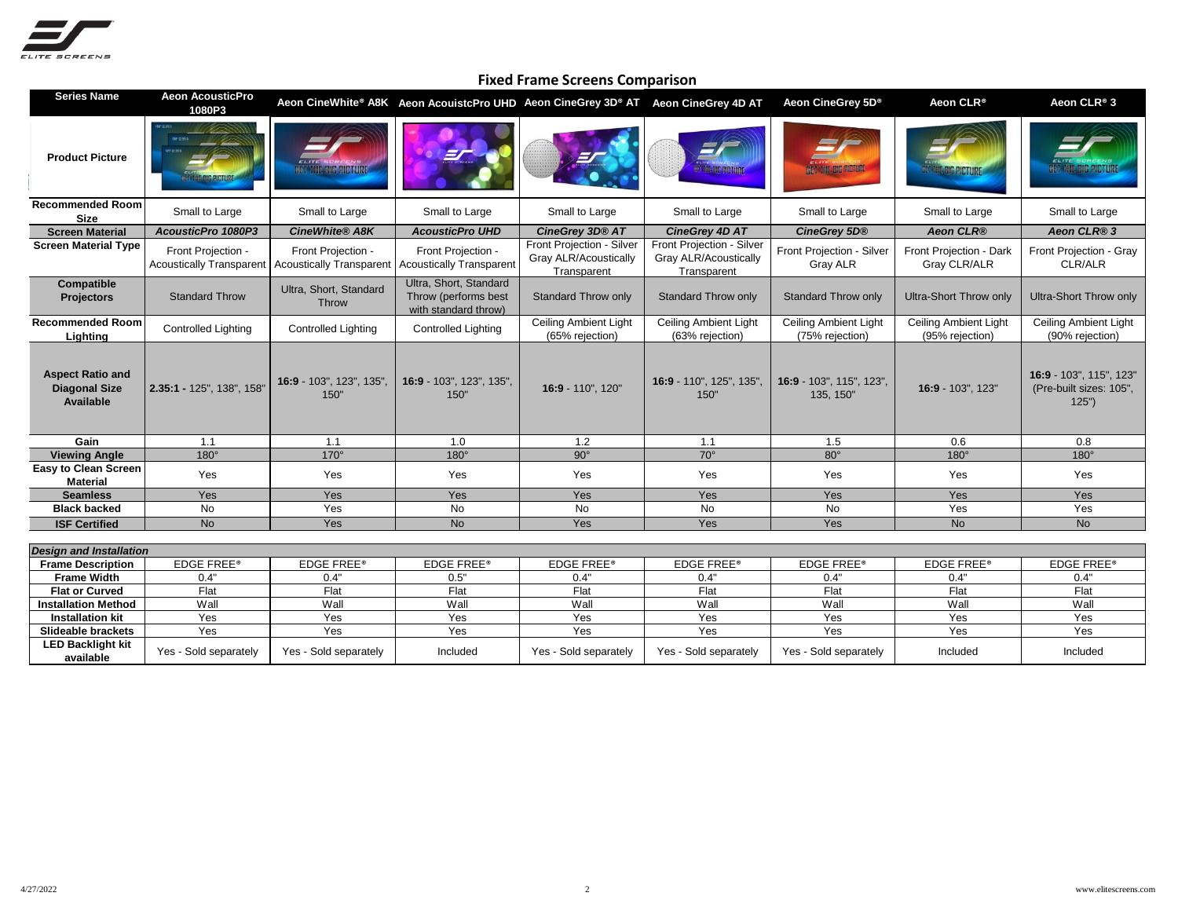## Fixed Frame Screens Comparison

| Series Name | Aeon AcousticPro 1080P3 | Aeon CineWhite® A8K | Aeon AcouistcPro UHD | Aeon CineGrey 3D® AT | Aeon CineGrey 4D AT | Aeon CineGrey 5D® | Aeon CLR® | Aeon CLR® 3 |
|---|---|---|---|---|---|---|---|---|
| Product Picture | | | | | | | | |
| Recommended Room Size | Small to Large | Small to Large | Small to Large | Small to Large | Small to Large | Small to Large | Small to Large | Small to Large |
| Screen Material | *AcousticPro 1080P3* | *CineWhite® A8K* | *AcousticPro UHD* | *CineGrey 3D® AT* | *CineGrey 4D AT* | *CineGrey 5D®* | *Aeon CLR®* | *Aeon CLR® 3* |
| Screen Material Type | Front Projection - Acoustically Transparent | Front Projection - Acoustically Transparent | Front Projection - Acoustically Transparent | Front Projection - Silver Gray ALR/Acoustically Transparent | Front Projection - Silver Gray ALR/Acoustically Transparent | Front Projection - Silver Gray ALR | Front Projection - Dark Gray CLR/ALR | Front Projection - Gray CLR/ALR |
| Compatible Projectors | Standard Throw | Ultra, Short, Standard Throw | Ultra, Short, Standard Throw (performs best with standard throw) | Standard Throw only | Standard Throw only | Standard Throw only | Ultra-Short Throw only | Ultra-Short Throw only |
| Recommended Room Lighting | Controlled Lighting | Controlled Lighting | Controlled Lighting | Ceiling Ambient Light (65% rejection) | Ceiling Ambient Light (63% rejection) | Ceiling Ambient Light (75% rejection) | Ceiling Ambient Light (95% rejection) | Ceiling Ambient Light (90% rejection) |
| Aspect Ratio and Diagonal Size Available | **2.35:1 -** 125", 138", 158" | **16:9** - 103", 123", 135", 150" | **16:9** - 103", 123", 135", 150" | **16:9** - 110", 120" | **16:9** - 110", 125", 135", 150" | **16:9** - 103", 115", 123", 135, 150" | **16:9** - 103", 123" | **16:9** - 103", 115", 123" (Pre-built sizes: 105", 125") |
| Gain | 1.1 | 1.1 | 1.0 | 1.2 | 1.1 | 1.5 | 0.6 | 0.8 |
| Viewing Angle | 180° | 170° | 180° | 90° | 70° | 80° | 180° | 180° |
| Easy to Clean Screen Material | Yes | Yes | Yes | Yes | Yes | Yes | Yes | Yes |
| Seamless | Yes | Yes | Yes | Yes | Yes | Yes | Yes | Yes |
| Black backed | No | Yes | No | No | No | No | Yes | Yes |
| ISF Certified | No | Yes | No | Yes | Yes | Yes | No | No |
| ***Design and Installation*** | | | | | | | | |
| Frame Description | EDGE FREE® | EDGE FREE® | EDGE FREE® | EDGE FREE® | EDGE FREE® | EDGE FREE® | EDGE FREE® | EDGE FREE® |
| Frame Width | 0.4" | 0.4" | 0.5" | 0.4" | 0.4" | 0.4" | 0.4" | 0.4" |
| Flat or Curved | Flat | Flat | Flat | Flat | Flat | Flat | Flat | Flat |
| Installation Method | Wall | Wall | Wall | Wall | Wall | Wall | Wall | Wall |
| Installation kit | Yes | Yes | Yes | Yes | Yes | Yes | Yes | Yes |
| Slideable brackets | Yes | Yes | Yes | Yes | Yes | Yes | Yes | Yes |
| LED Backlight kit available | Yes - Sold separately | Yes - Sold separately | Included | Yes - Sold separately | Yes - Sold separately | Yes - Sold separately | Included | Included |